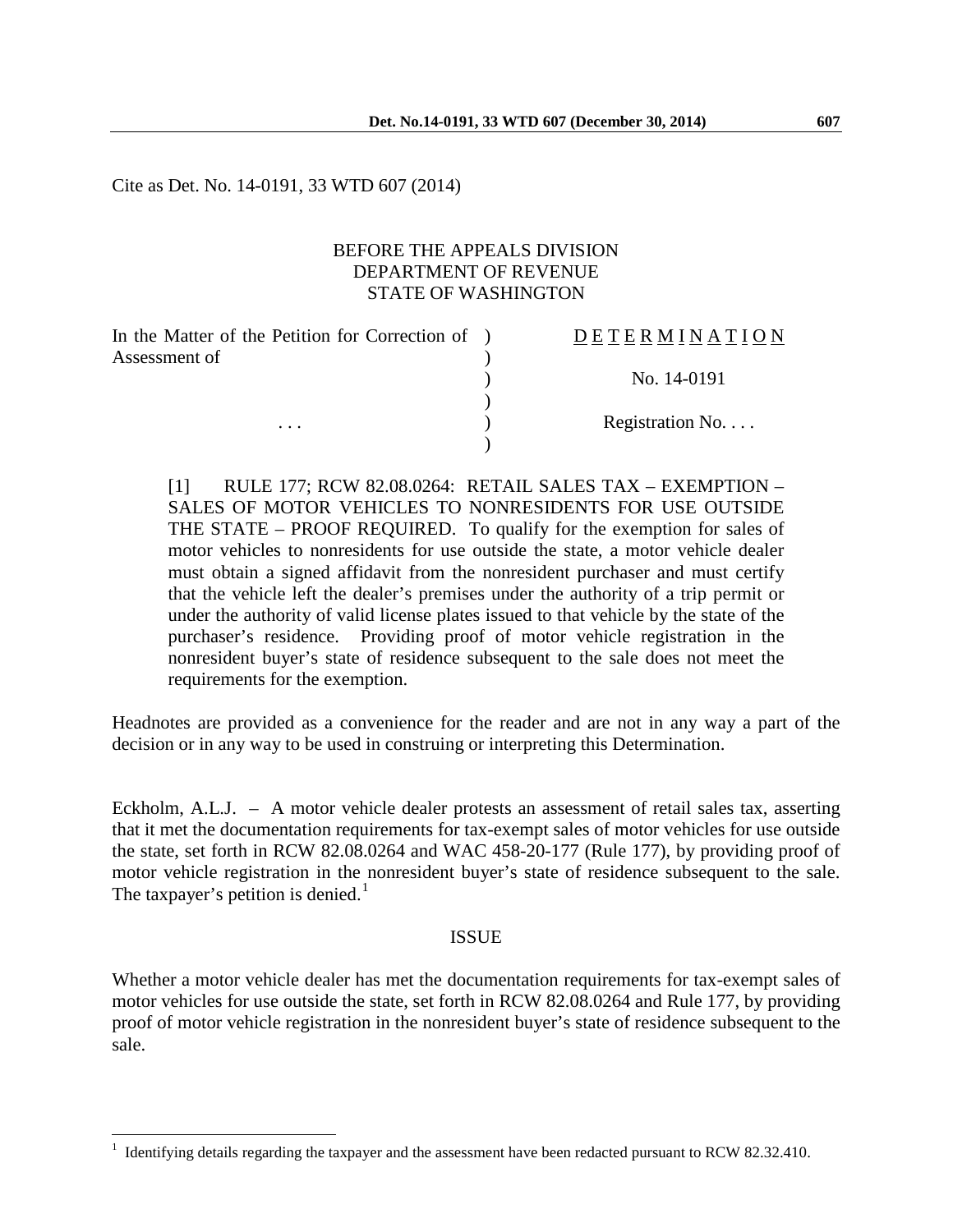Cite as Det. No. 14-0191, 33 WTD 607 (2014)

BEFORE THE APPEALS DIVISION
DEPARTMENT OF REVENUE
STATE OF WASHINGTON

| | | |
|---|---|---|
| In the Matter of the Petition for Correction of Assessment of | ) | D E T E R M I N A T I O N |
| | ) | |
| | ) | No. 14-0191 |
| | ) | |
| . . . | ) | Registration No. . . . |
| | ) | |

[1] RULE 177; RCW 82.08.0264: RETAIL SALES TAX – EXEMPTION – SALES OF MOTOR VEHICLES TO NONRESIDENTS FOR USE OUTSIDE THE STATE – PROOF REQUIRED. To qualify for the exemption for sales of motor vehicles to nonresidents for use outside the state, a motor vehicle dealer must obtain a signed affidavit from the nonresident purchaser and must certify that the vehicle left the dealer's premises under the authority of a trip permit or under the authority of valid license plates issued to that vehicle by the state of the purchaser's residence. Providing proof of motor vehicle registration in the nonresident buyer's state of residence subsequent to the sale does not meet the requirements for the exemption.

Headnotes are provided as a convenience for the reader and are not in any way a part of the decision or in any way to be used in construing or interpreting this Determination.

Eckholm, A.L.J. – A motor vehicle dealer protests an assessment of retail sales tax, asserting that it met the documentation requirements for tax-exempt sales of motor vehicles for use outside the state, set forth in RCW 82.08.0264 and WAC 458-20-177 (Rule 177), by providing proof of motor vehicle registration in the nonresident buyer's state of residence subsequent to the sale. The taxpayer's petition is denied.[1]

## ISSUE

Whether a motor vehicle dealer has met the documentation requirements for tax-exempt sales of motor vehicles for use outside the state, set forth in RCW 82.08.0264 and Rule 177, by providing proof of motor vehicle registration in the nonresident buyer's state of residence subsequent to the sale.

[1] Identifying details regarding the taxpayer and the assessment have been redacted pursuant to RCW 82.32.410.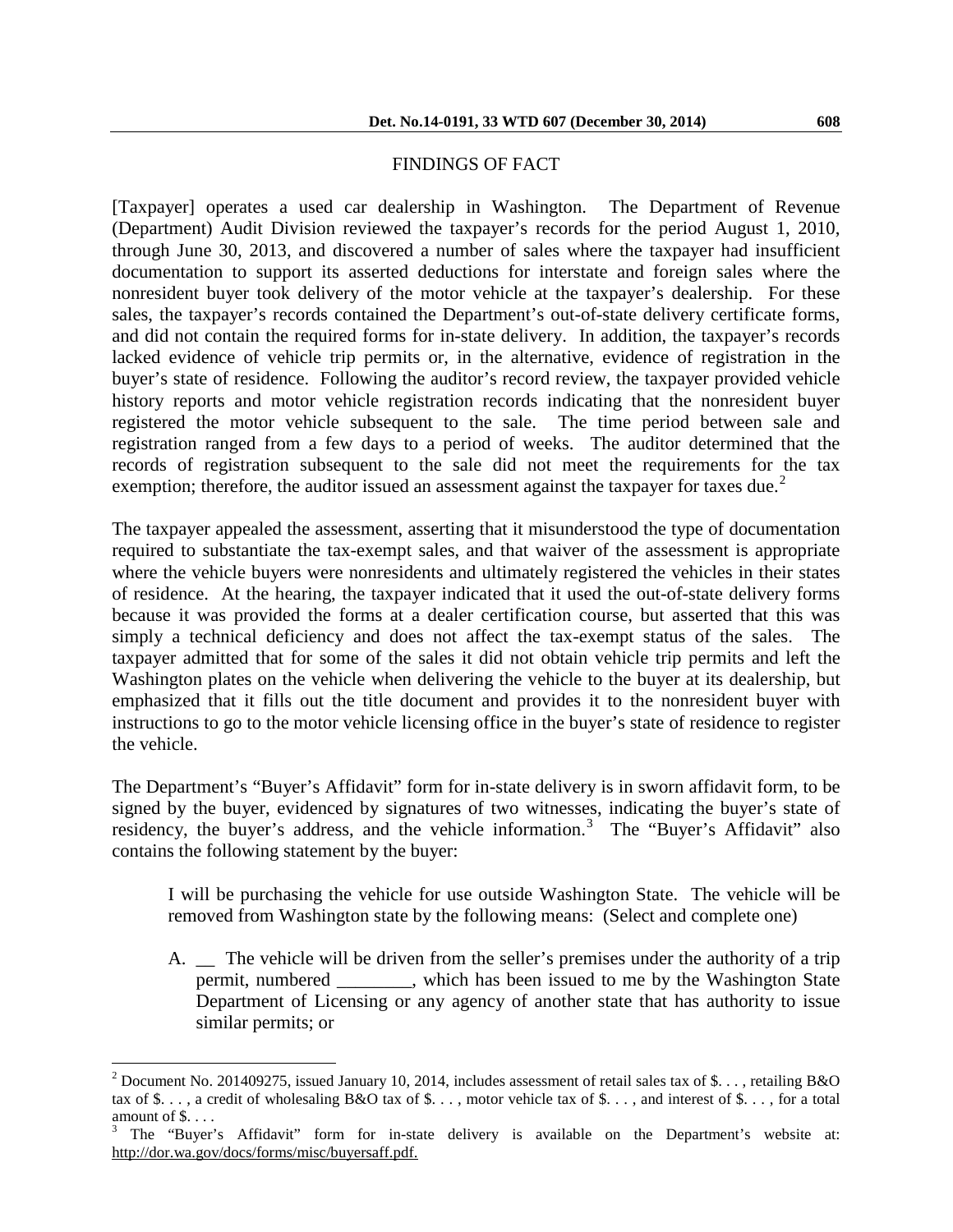## FINDINGS OF FACT

[Taxpayer] operates a used car dealership in Washington. The Department of Revenue (Department) Audit Division reviewed the taxpayer's records for the period August 1, 2010, through June 30, 2013, and discovered a number of sales where the taxpayer had insufficient documentation to support its asserted deductions for interstate and foreign sales where the nonresident buyer took delivery of the motor vehicle at the taxpayer's dealership. For these sales, the taxpayer's records contained the Department's out-of-state delivery certificate forms, and did not contain the required forms for in-state delivery. In addition, the taxpayer's records lacked evidence of vehicle trip permits or, in the alternative, evidence of registration in the buyer's state of residence. Following the auditor's record review, the taxpayer provided vehicle history reports and motor vehicle registration records indicating that the nonresident buyer registered the motor vehicle subsequent to the sale. The time period between sale and registration ranged from a few days to a period of weeks. The auditor determined that the records of registration subsequent to the sale did not meet the requirements for the tax exemption; therefore, the auditor issued an assessment against the taxpayer for taxes due.[2]

The taxpayer appealed the assessment, asserting that it misunderstood the type of documentation required to substantiate the tax-exempt sales, and that waiver of the assessment is appropriate where the vehicle buyers were nonresidents and ultimately registered the vehicles in their states of residence. At the hearing, the taxpayer indicated that it used the out-of-state delivery forms because it was provided the forms at a dealer certification course, but asserted that this was simply a technical deficiency and does not affect the tax-exempt status of the sales. The taxpayer admitted that for some of the sales it did not obtain vehicle trip permits and left the Washington plates on the vehicle when delivering the vehicle to the buyer at its dealership, but emphasized that it fills out the title document and provides it to the nonresident buyer with instructions to go to the motor vehicle licensing office in the buyer's state of residence to register the vehicle.

The Department's "Buyer's Affidavit" form for in-state delivery is in sworn affidavit form, to be signed by the buyer, evidenced by signatures of two witnesses, indicating the buyer's state of residency, the buyer's address, and the vehicle information.[3] The "Buyer's Affidavit" also contains the following statement by the buyer:

> I will be purchasing the vehicle for use outside Washington State. The vehicle will be removed from Washington state by the following means: (Select and complete one)
>
> A. __ The vehicle will be driven from the seller's premises under the authority of a trip permit, numbered ________, which has been issued to me by the Washington State Department of Licensing or any agency of another state that has authority to issue similar permits; or

---

[2] Document No. 201409275, issued January 10, 2014, includes assessment of retail sales tax of $. . . , retailing B&O tax of $. . . , a credit of wholesaling B&O tax of $. . . , motor vehicle tax of $. . . , and interest of $. . . , for a total amount of $. . . .

[3] The "Buyer's Affidavit" form for in-state delivery is available on the Department's website at: http://dor.wa.gov/docs/forms/misc/buyersaff.pdf.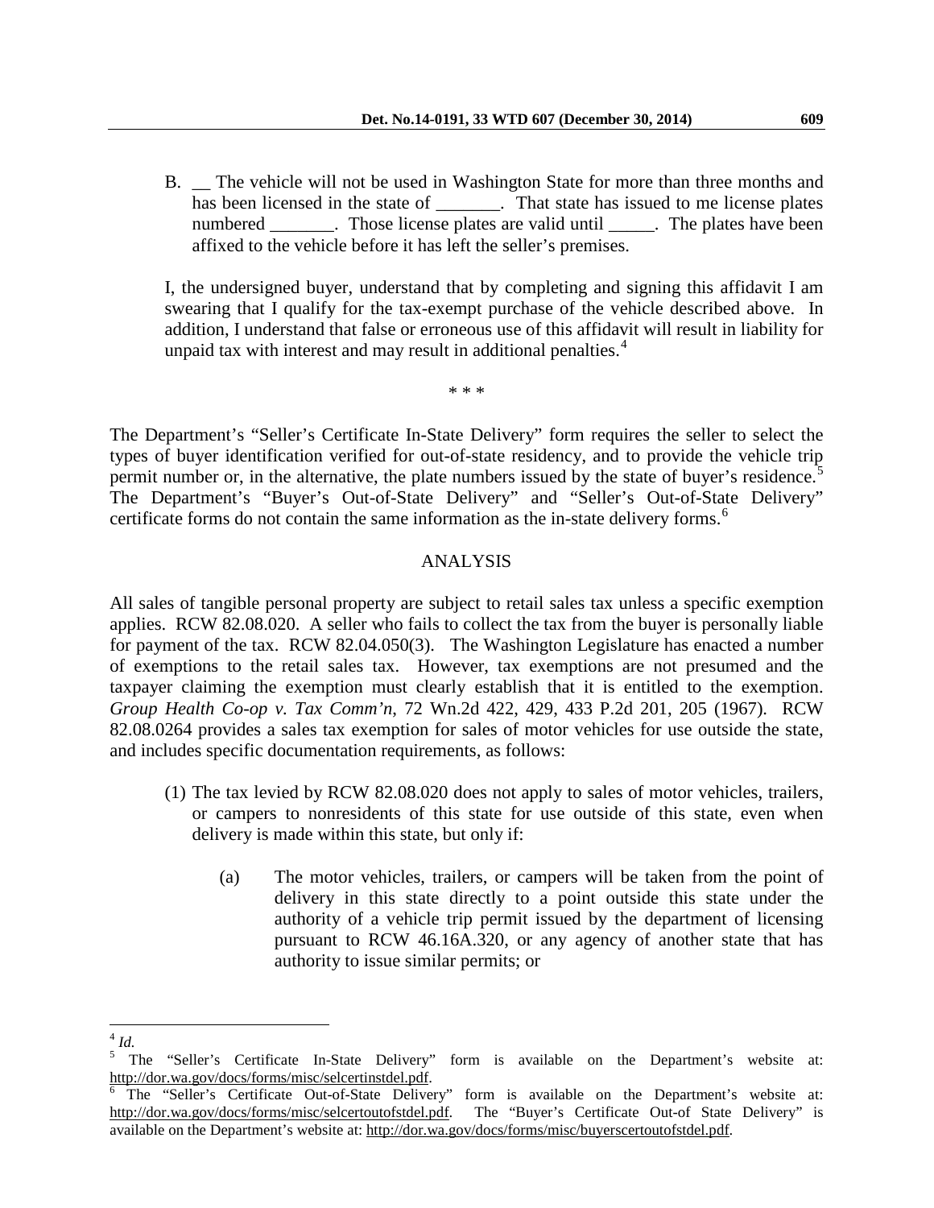B. __ The vehicle will not be used in Washington State for more than three months and has been licensed in the state of _______. That state has issued to me license plates numbered _______. Those license plates are valid until _____. The plates have been affixed to the vehicle before it has left the seller's premises.

I, the undersigned buyer, understand that by completing and signing this affidavit I am swearing that I qualify for the tax-exempt purchase of the vehicle described above. In addition, I understand that false or erroneous use of this affidavit will result in liability for unpaid tax with interest and may result in additional penalties.[4]

\* \* \*

The Department's "Seller's Certificate In-State Delivery" form requires the seller to select the types of buyer identification verified for out-of-state residency, and to provide the vehicle trip permit number or, in the alternative, the plate numbers issued by the state of buyer's residence.[5] The Department's "Buyer's Out-of-State Delivery" and "Seller's Out-of-State Delivery" certificate forms do not contain the same information as the in-state delivery forms.[6]

## ANALYSIS

All sales of tangible personal property are subject to retail sales tax unless a specific exemption applies. RCW 82.08.020. A seller who fails to collect the tax from the buyer is personally liable for payment of the tax. RCW 82.04.050(3). The Washington Legislature has enacted a number of exemptions to the retail sales tax. However, tax exemptions are not presumed and the taxpayer claiming the exemption must clearly establish that it is entitled to the exemption. *Group Health Co-op v. Tax Comm'n*, 72 Wn.2d 422, 429, 433 P.2d 201, 205 (1967). RCW 82.08.0264 provides a sales tax exemption for sales of motor vehicles for use outside the state, and includes specific documentation requirements, as follows:

(1) The tax levied by RCW 82.08.020 does not apply to sales of motor vehicles, trailers, or campers to nonresidents of this state for use outside of this state, even when delivery is made within this state, but only if:

(a) The motor vehicles, trailers, or campers will be taken from the point of delivery in this state directly to a point outside this state under the authority of a vehicle trip permit issued by the department of licensing pursuant to RCW 46.16A.320, or any agency of another state that has authority to issue similar permits; or

---

[4] *Id.*

[5] The "Seller's Certificate In-State Delivery" form is available on the Department's website at: http://dor.wa.gov/docs/forms/misc/selcertinstdel.pdf.

[6] The "Seller's Certificate Out-of-State Delivery" form is available on the Department's website at: http://dor.wa.gov/docs/forms/misc/selcertoutofstdel.pdf. The "Buyer's Certificate Out-of State Delivery" is available on the Department's website at: http://dor.wa.gov/docs/forms/misc/buyerscertoutofstdel.pdf.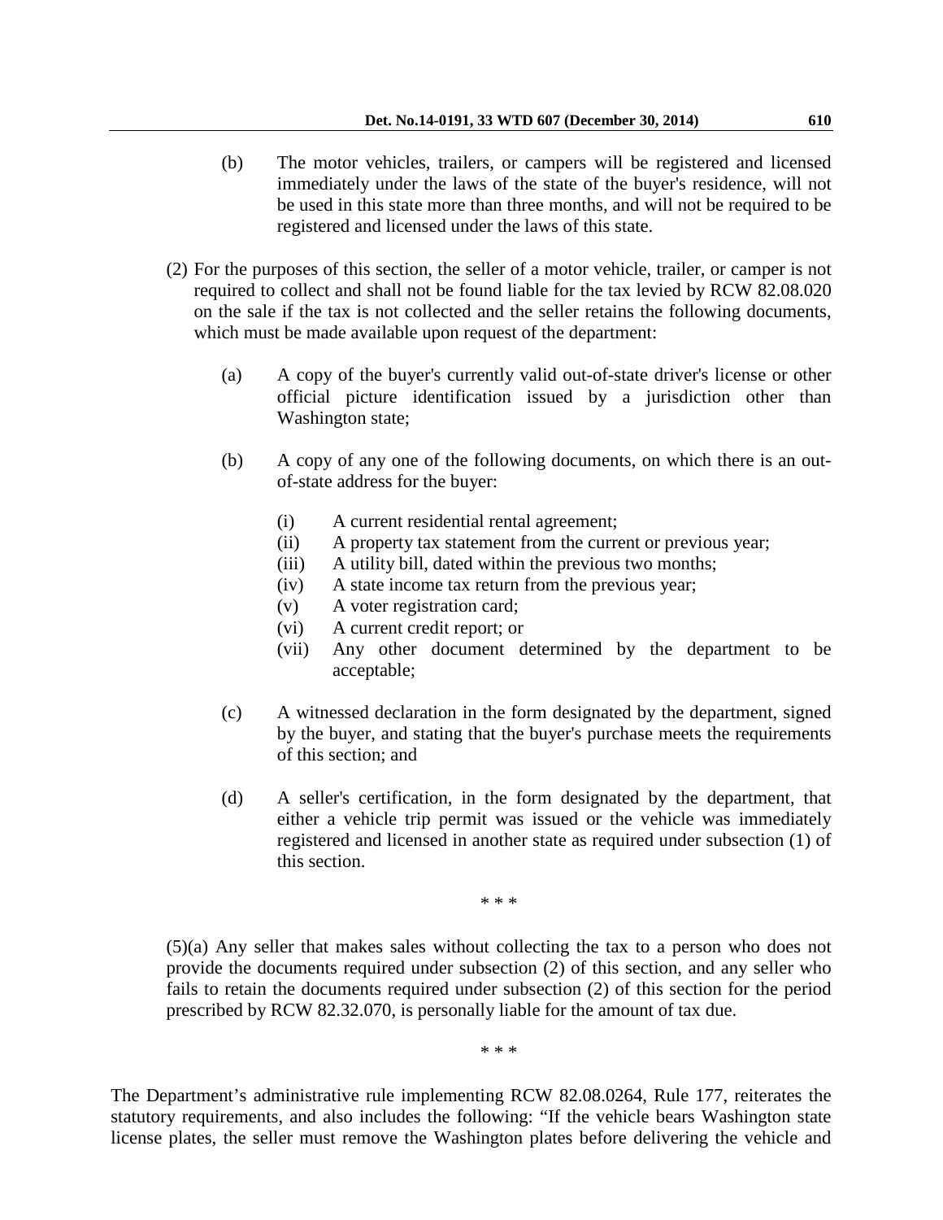(b) The motor vehicles, trailers, or campers will be registered and licensed immediately under the laws of the state of the buyer's residence, will not be used in this state more than three months, and will not be required to be registered and licensed under the laws of this state.

(2) For the purposes of this section, the seller of a motor vehicle, trailer, or camper is not required to collect and shall not be found liable for the tax levied by RCW 82.08.020 on the sale if the tax is not collected and the seller retains the following documents, which must be made available upon request of the department:

(a) A copy of the buyer's currently valid out-of-state driver's license or other official picture identification issued by a jurisdiction other than Washington state;

(b) A copy of any one of the following documents, on which there is an out-of-state address for the buyer:

(i) A current residential rental agreement;
(ii) A property tax statement from the current or previous year;
(iii) A utility bill, dated within the previous two months;
(iv) A state income tax return from the previous year;
(v) A voter registration card;
(vi) A current credit report; or
(vii) Any other document determined by the department to be acceptable;

(c) A witnessed declaration in the form designated by the department, signed by the buyer, and stating that the buyer's purchase meets the requirements of this section; and

(d) A seller's certification, in the form designated by the department, that either a vehicle trip permit was issued or the vehicle was immediately registered and licensed in another state as required under subsection (1) of this section.

\* \* \*

(5)(a) Any seller that makes sales without collecting the tax to a person who does not provide the documents required under subsection (2) of this section, and any seller who fails to retain the documents required under subsection (2) of this section for the period prescribed by RCW 82.32.070, is personally liable for the amount of tax due.

\* \* \*

The Department's administrative rule implementing RCW 82.08.0264, Rule 177, reiterates the statutory requirements, and also includes the following: "If the vehicle bears Washington state license plates, the seller must remove the Washington plates before delivering the vehicle and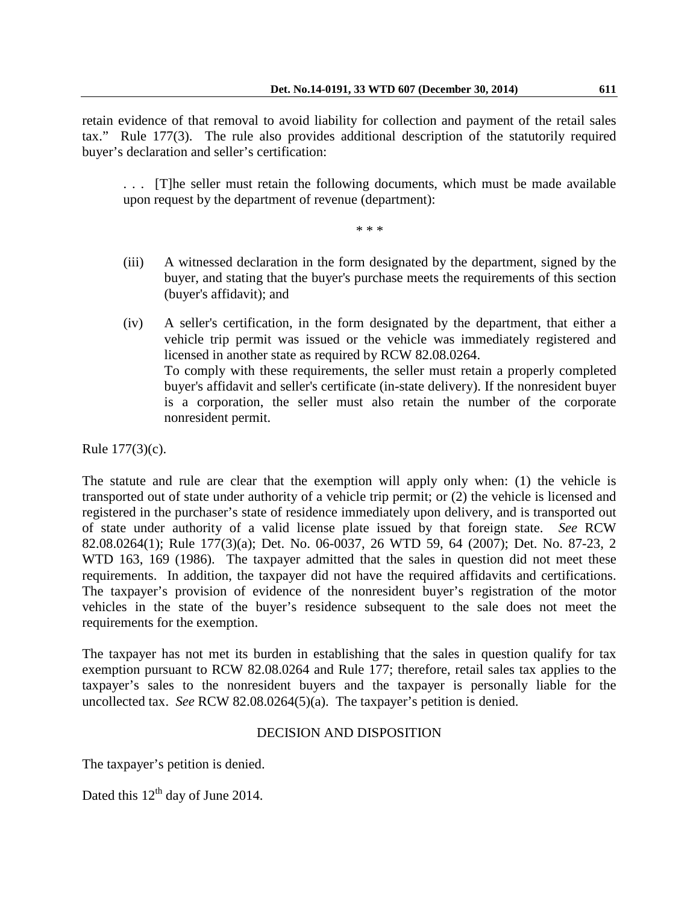retain evidence of that removal to avoid liability for collection and payment of the retail sales tax." Rule 177(3). The rule also provides additional description of the statutorily required buyer's declaration and seller's certification:

> . . . [T]he seller must retain the following documents, which must be made available upon request by the department of revenue (department):
>
> \* \* \*
>
> (iii) A witnessed declaration in the form designated by the department, signed by the buyer, and stating that the buyer's purchase meets the requirements of this section (buyer's affidavit); and
>
> (iv) A seller's certification, in the form designated by the department, that either a vehicle trip permit was issued or the vehicle was immediately registered and licensed in another state as required by RCW 82.08.0264.
> To comply with these requirements, the seller must retain a properly completed buyer's affidavit and seller's certificate (in-state delivery). If the nonresident buyer is a corporation, the seller must also retain the number of the corporate nonresident permit.

Rule 177(3)(c).

The statute and rule are clear that the exemption will apply only when: (1) the vehicle is transported out of state under authority of a vehicle trip permit; or (2) the vehicle is licensed and registered in the purchaser's state of residence immediately upon delivery, and is transported out of state under authority of a valid license plate issued by that foreign state. *See* RCW 82.08.0264(1); Rule 177(3)(a); Det. No. 06-0037, 26 WTD 59, 64 (2007); Det. No. 87-23, 2 WTD 163, 169 (1986). The taxpayer admitted that the sales in question did not meet these requirements. In addition, the taxpayer did not have the required affidavits and certifications. The taxpayer's provision of evidence of the nonresident buyer's registration of the motor vehicles in the state of the buyer's residence subsequent to the sale does not meet the requirements for the exemption.

The taxpayer has not met its burden in establishing that the sales in question qualify for tax exemption pursuant to RCW 82.08.0264 and Rule 177; therefore, retail sales tax applies to the taxpayer's sales to the nonresident buyers and the taxpayer is personally liable for the uncollected tax. *See* RCW 82.08.0264(5)(a). The taxpayer's petition is denied.

## DECISION AND DISPOSITION

The taxpayer's petition is denied.

Dated this 12th day of June 2014.